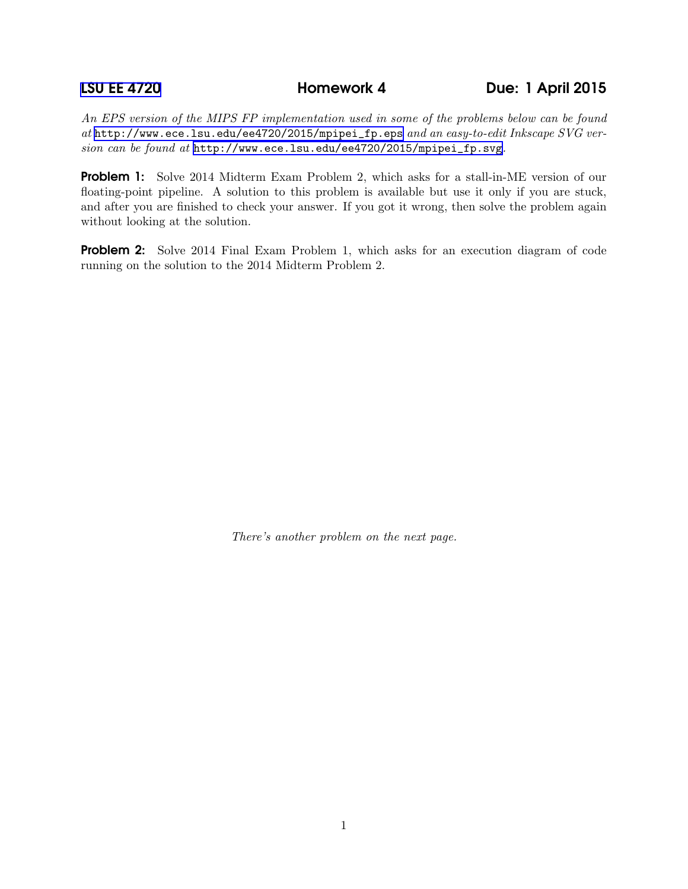# LSU EE 4720 Homework 4 Due: 1 April 2015

*An EPS version of the MIPS FP implementation used in some of the problems below can be found at* http://www.ece.lsu.edu/ee4720/2015/mpipei_fp.eps *and an easy-to-edit Inkscape SVG version can be found at* http://www.ece.lsu.edu/ee4720/2015/mpipei_fp.svg.

**Problem 1:** Solve 2014 Midterm Exam Problem 2, which asks for a stall-in-ME version of our floating-point pipeline. A solution to this problem is available but use it only if you are stuck, and after you are finished to check your answer. If you got it wrong, then solve the problem again without looking at the solution.

**Problem 2:** Solve 2014 Final Exam Problem 1, which asks for an execution diagram of code running on the solution to the 2014 Midterm Problem 2.

*There's another problem on the next page.*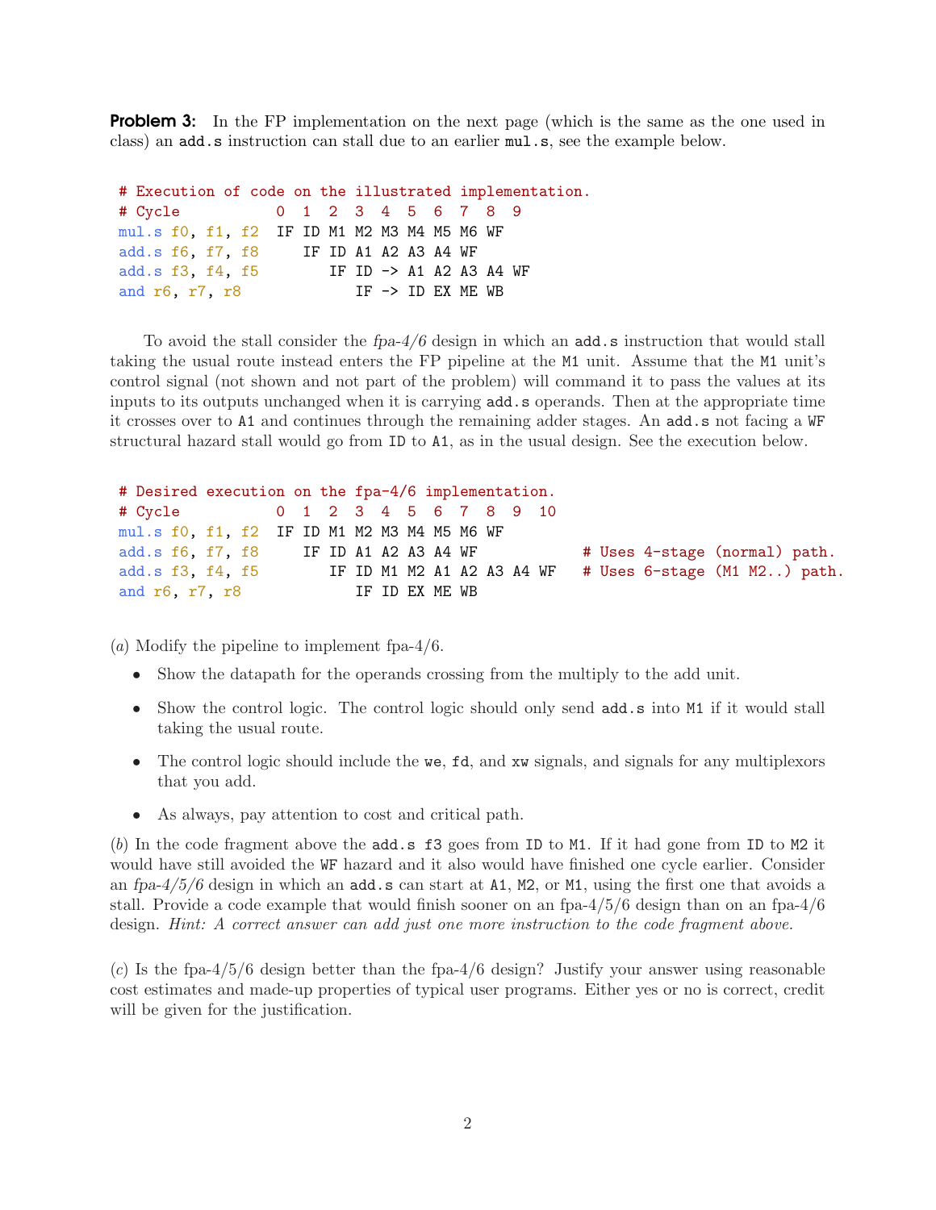**Problem 3:** In the FP implementation on the next page (which is the same as the one used in class) an `add.s` instruction can stall due to an earlier `mul.s`, see the example below.

```
# Execution of code on the illustrated implementation.
# Cycle           0  1  2  3  4  5  6  7  8  9
mul.s f0, f1, f2  IF ID M1 M2 M3 M4 M5 M6 WF
add.s f6, f7, f8     IF ID A1 A2 A3 A4 WF
add.s f3, f4, f5        IF ID -> A1 A2 A3 A4 WF
and r6, r7, r8             IF -> ID EX ME WB
```

To avoid the stall consider the *fpa-4/6* design in which an `add.s` instruction that would stall taking the usual route instead enters the FP pipeline at the `M1` unit. Assume that the `M1` unit's control signal (not shown and not part of the problem) will command it to pass the values at its inputs to its outputs unchanged when it is carrying `add.s` operands. Then at the appropriate time it crosses over to `A1` and continues through the remaining adder stages. An `add.s` not facing a `WF` structural hazard stall would go from `ID` to `A1`, as in the usual design. See the execution below.

```
# Desired execution on the fpa-4/6 implementation.
# Cycle           0  1  2  3  4  5  6  7  8  9  10
mul.s f0, f1, f2  IF ID M1 M2 M3 M4 M5 M6 WF
add.s f6, f7, f8     IF ID A1 A2 A3 A4 WF            # Uses 4-stage (normal) path.
add.s f3, f4, f5        IF ID M1 M2 A1 A2 A3 A4 WF   # Uses 6-stage (M1 M2..) path.
and r6, r7, r8             IF ID EX ME WB
```

(*a*) Modify the pipeline to implement fpa-4/6.

- Show the datapath for the operands crossing from the multiply to the add unit.
- Show the control logic. The control logic should only send `add.s` into `M1` if it would stall taking the usual route.
- The control logic should include the `we`, `fd`, and `xw` signals, and signals for any multiplexors that you add.
- As always, pay attention to cost and critical path.

(*b*) In the code fragment above the `add.s f3` goes from `ID` to `M1`. If it had gone from `ID` to `M2` it would have still avoided the `WF` hazard and it also would have finished one cycle earlier. Consider an *fpa-4/5/6* design in which an `add.s` can start at `A1`, `M2`, or `M1`, using the first one that avoids a stall. Provide a code example that would finish sooner on an fpa-4/5/6 design than on an fpa-4/6 design. *Hint: A correct answer can add just one more instruction to the code fragment above.*

(*c*) Is the fpa-4/5/6 design better than the fpa-4/6 design? Justify your answer using reasonable cost estimates and made-up properties of typical user programs. Either yes or no is correct, credit will be given for the justification.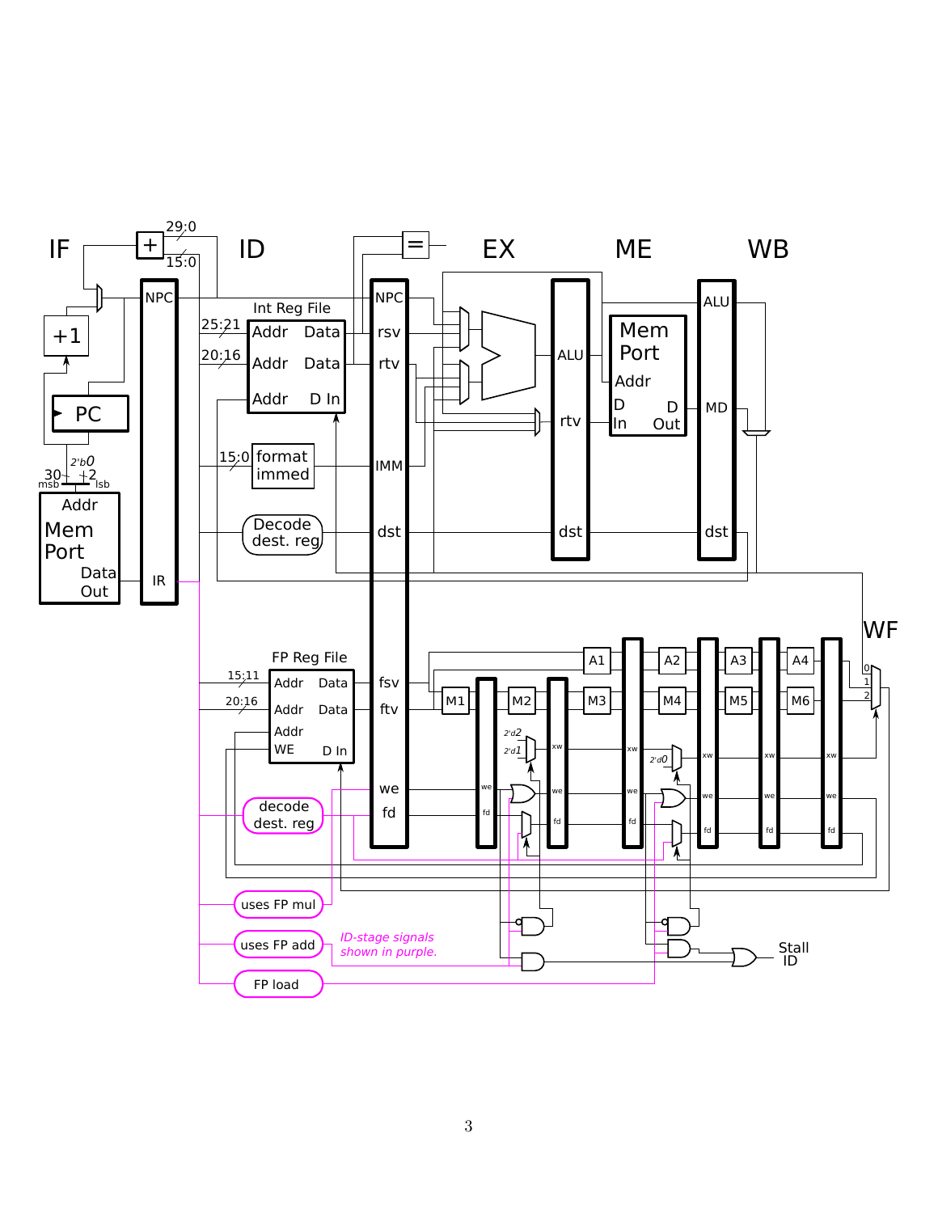IF

ID

EX

ME

WB

WF

29:0

15:0

NPC

IR

PC

+1

30

msb

+2

lsb

2'b0

Addr

Mem Port

Data Out

Int Reg File

25:21

20:16

Addr Data

Addr Data

Addr D In

15:0

format immed

Decode dest. reg

NPC

rsv

rtv

IMM

dst

=

ALU

rtv

dst

Mem Port

Addr

D In

D Out

ALU

MD

dst

FP Reg File

15:11

20:16

Addr Data

Addr Data

Addr

WE D In

fsv

ftv

we

fd

decode dest. reg

uses FP mul

uses FP add

FP load

*ID-stage signals shown in purple.*

A1

A2

A3

A4

M1

M2

M3

M4

M5

M6

2'd2

2'd1

2'd0

xw

we

fd

0

1

2

Stall ID